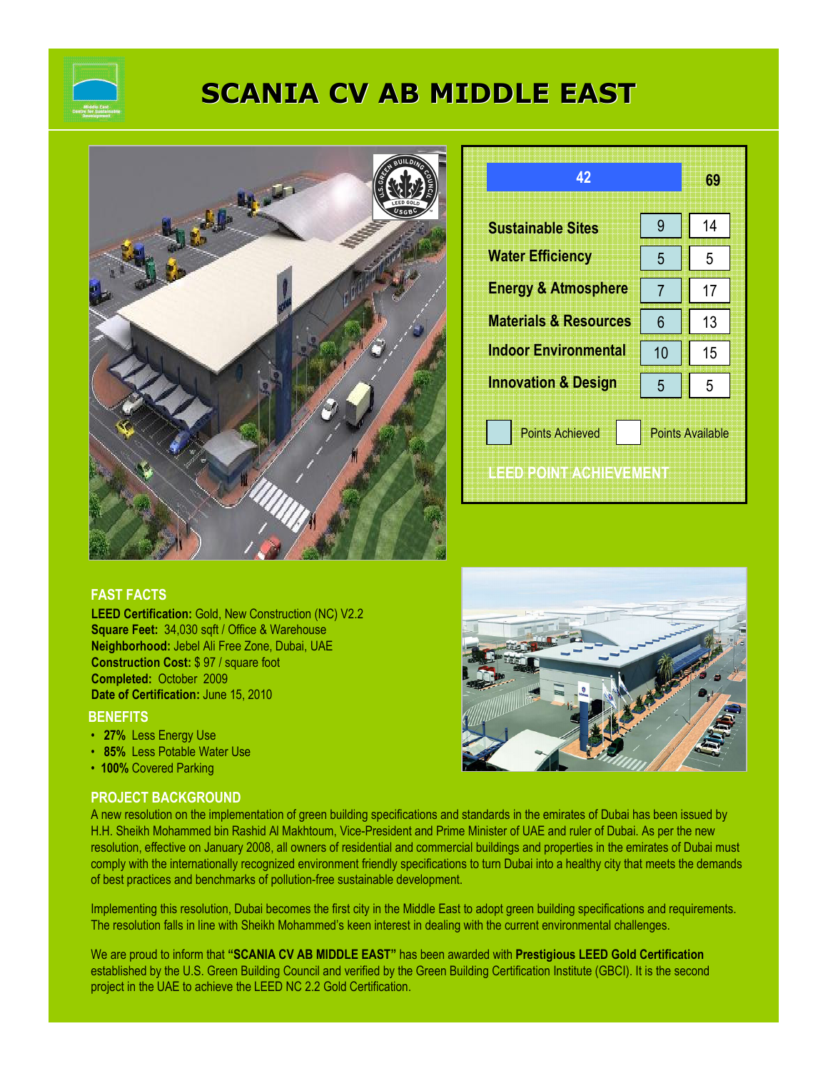# SCANIA CV AB MIDDLE EAST

| | Points Achieved | Points Available |
|---|---|---|
| Total | 42 | 69 |
| Sustainable Sites | 9 | 14 |
| Water Efficiency | 5 | 5 |
| Energy & Atmosphere | 7 | 17 |
| Materials & Resources | 6 | 13 |
| Indoor Environmental | 10 | 15 |
| Innovation & Design | 5 | 5 |

LEED POINT ACHIEVEMENT

## FAST FACTS

**LEED Certification:** Gold, New Construction (NC) V2.2
**Square Feet:** 34,030 sqft / Office & Warehouse
**Neighborhood:** Jebel Ali Free Zone, Dubai, UAE
**Construction Cost:** $ 97 / square foot
**Completed:** October 2009
**Date of Certification:** June 15, 2010

## BENEFITS

- **27%** Less Energy Use
- **85%** Less Potable Water Use
- **100%** Covered Parking

## PROJECT BACKGROUND

A new resolution on the implementation of green building specifications and standards in the emirates of Dubai has been issued by H.H. Sheikh Mohammed bin Rashid Al Makhtoum, Vice-President and Prime Minister of UAE and ruler of Dubai. As per the new resolution, effective on January 2008, all owners of residential and commercial buildings and properties in the emirates of Dubai must comply with the internationally recognized environment friendly specifications to turn Dubai into a healthy city that meets the demands of best practices and benchmarks of pollution-free sustainable development.

Implementing this resolution, Dubai becomes the first city in the Middle East to adopt green building specifications and requirements. The resolution falls in line with Sheikh Mohammed's keen interest in dealing with the current environmental challenges.

We are proud to inform that **"SCANIA CV AB MIDDLE EAST"** has been awarded with **Prestigious LEED Gold Certification** established by the U.S. Green Building Council and verified by the Green Building Certification Institute (GBCI). It is the second project in the UAE to achieve the LEED NC 2.2 Gold Certification.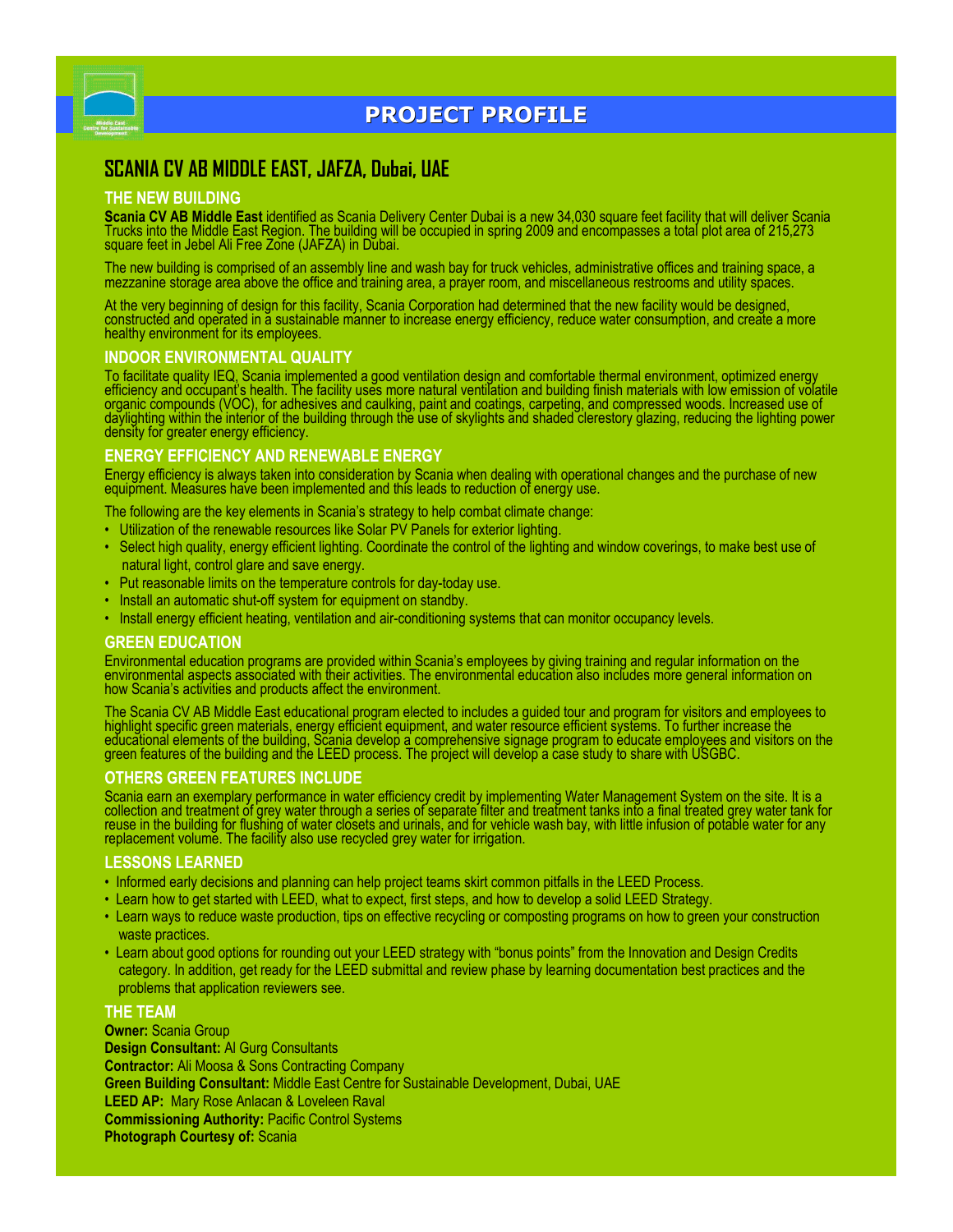# PROJECT PROFILE

## SCANIA CV AB MIDDLE EAST, JAFZA, Dubai, UAE

### THE NEW BUILDING

**Scania CV AB Middle East** identified as Scania Delivery Center Dubai is a new 34,030 square feet facility that will deliver Scania Trucks into the Middle East Region. The building will be occupied in spring 2009 and encompasses a total plot area of 215,273 square feet in Jebel Ali Free Zone (JAFZA) in Dubai.

The new building is comprised of an assembly line and wash bay for truck vehicles, administrative offices and training space, a mezzanine storage area above the office and training area, a prayer room, and miscellaneous restrooms and utility spaces.

At the very beginning of design for this facility, Scania Corporation had determined that the new facility would be designed, constructed and operated in a sustainable manner to increase energy efficiency, reduce water consumption, and create a more healthy environment for its employees.

### INDOOR ENVIRONMENTAL QUALITY

To facilitate quality IEQ, Scania implemented a good ventilation design and comfortable thermal environment, optimized energy efficiency and occupant's health. The facility uses more natural ventilation and building finish materials with low emission of volatile organic compounds (VOC), for adhesives and caulking, paint and coatings, carpeting, and compressed woods. Increased use of daylighting within the interior of the building through the use of skylights and shaded clerestory glazing, reducing the lighting power density for greater energy efficiency.

### ENERGY EFFICIENCY AND RENEWABLE ENERGY

Energy efficiency is always taken into consideration by Scania when dealing with operational changes and the purchase of new equipment. Measures have been implemented and this leads to reduction of energy use.

The following are the key elements in Scania's strategy to help combat climate change:

- Utilization of the renewable resources like Solar PV Panels for exterior lighting.
- Select high quality, energy efficient lighting. Coordinate the control of the lighting and window coverings, to make best use of natural light, control glare and save energy.
- Put reasonable limits on the temperature controls for day-today use.
- Install an automatic shut-off system for equipment on standby.
- Install energy efficient heating, ventilation and air-conditioning systems that can monitor occupancy levels.

### GREEN EDUCATION

Environmental education programs are provided within Scania's employees by giving training and regular information on the environmental aspects associated with their activities. The environmental education also includes more general information on how Scania's activities and products affect the environment.

The Scania CV AB Middle East educational program elected to includes a guided tour and program for visitors and employees to highlight specific green materials, energy efficient equipment, and water resource efficient systems. To further increase the educational elements of the building, Scania develop a comprehensive signage program to educate employees and visitors on the green features of the building and the LEED process. The project will develop a case study to share with USGBC.

### OTHERS GREEN FEATURES INCLUDE

Scania earn an exemplary performance in water efficiency credit by implementing Water Management System on the site. It is a collection and treatment of grey water through a series of separate filter and treatment tanks into a final treated grey water tank for reuse in the building for flushing of water closets and urinals, and for vehicle wash bay, with little infusion of potable water for any replacement volume. The facility also use recycled grey water for irrigation.

### LESSONS LEARNED

- Informed early decisions and planning can help project teams skirt common pitfalls in the LEED Process.
- Learn how to get started with LEED, what to expect, first steps, and how to develop a solid LEED Strategy.
- Learn ways to reduce waste production, tips on effective recycling or composting programs on how to green your construction waste practices.
- Learn about good options for rounding out your LEED strategy with "bonus points" from the Innovation and Design Credits category. In addition, get ready for the LEED submittal and review phase by learning documentation best practices and the problems that application reviewers see.

### THE TEAM

**Owner:** Scania Group
**Design Consultant:** Al Gurg Consultants
**Contractor:** Ali Moosa & Sons Contracting Company
**Green Building Consultant:** Middle East Centre for Sustainable Development, Dubai, UAE
**LEED AP:** Mary Rose Anlacan & Loveleen Raval
**Commissioning Authority:** Pacific Control Systems
**Photograph Courtesy of:** Scania